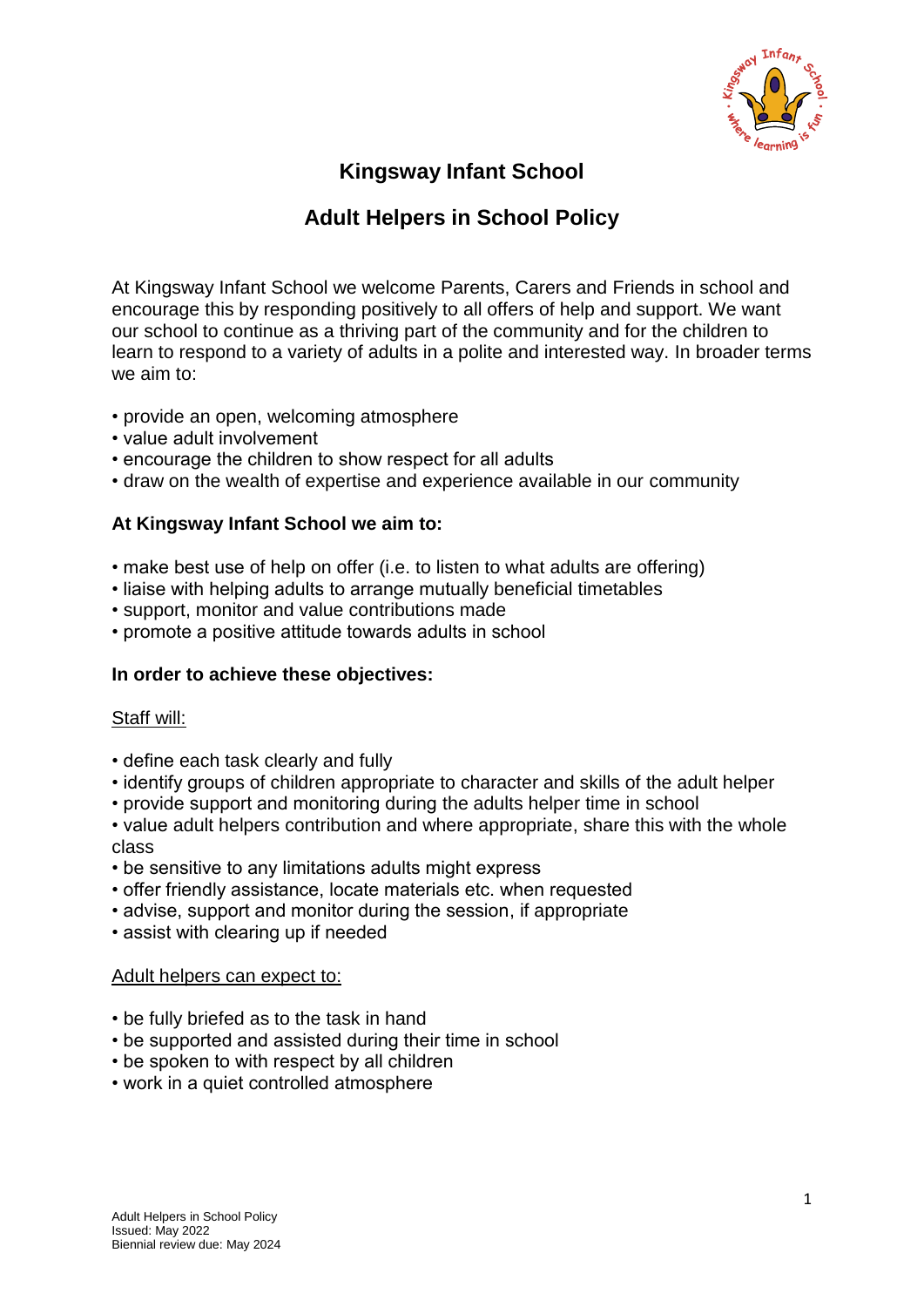# Kingsway Infant School

## Adult Helpers in School Policy

At Kingsway Infant School we welcome Parents, Carers and Friends in school and encourage this by responding positively to all offers of help and support. We want our school to continue as a thriving part of the community and for the children to learn to respond to a variety of adults in a polite and interested way. In broader terms we aim to:

- provide an open, welcoming atmosphere
- value adult involvement
- encourage the children to show respect for all adults
- draw on the wealth of expertise and experience available in our community

### At Kingsway Infant School we aim to:

- make best use of help on offer (i.e. to listen to what adults are offering)
- liaise with helping adults to arrange mutually beneficial timetables
- support, monitor and value contributions made
- promote a positive attitude towards adults in school

### In order to achieve these objectives:

Staff will:

- define each task clearly and fully
- identify groups of children appropriate to character and skills of the adult helper
- provide support and monitoring during the adults helper time in school
- value adult helpers contribution and where appropriate, share this with the whole class
- be sensitive to any limitations adults might express
- offer friendly assistance, locate materials etc. when requested
- advise, support and monitor during the session, if appropriate
- assist with clearing up if needed

Adult helpers can expect to:

- be fully briefed as to the task in hand
- be supported and assisted during their time in school
- be spoken to with respect by all children
- work in a quiet controlled atmosphere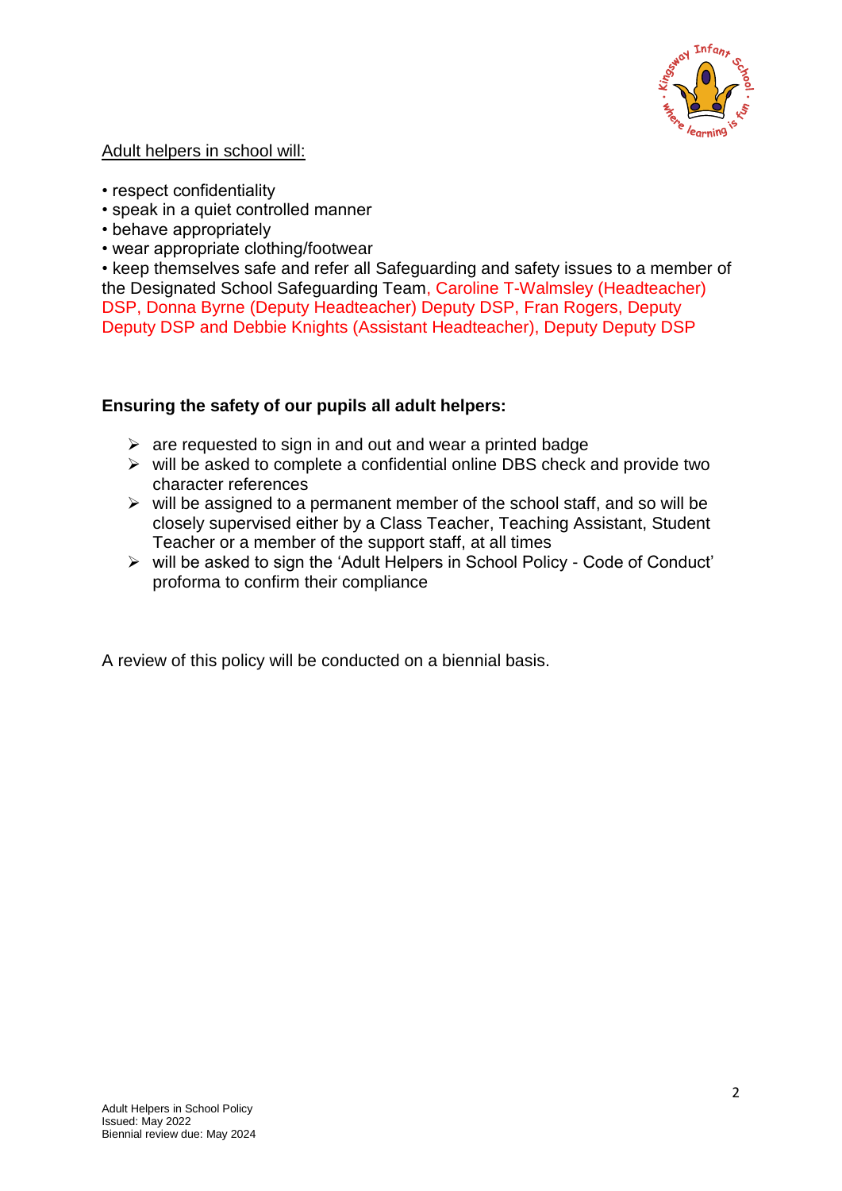<u>Adult helpers in school will:</u>

- respect confidentiality
- speak in a quiet controlled manner
- behave appropriately
- wear appropriate clothing/footwear
- keep themselves safe and refer all Safeguarding and safety issues to a member of the Designated School Safeguarding Team, Caroline T-Walmsley (Headteacher) DSP, Donna Byrne (Deputy Headteacher) Deputy DSP, Fran Rogers, Deputy Deputy DSP and Debbie Knights (Assistant Headteacher), Deputy Deputy DSP

**Ensuring the safety of our pupils all adult helpers:**

- are requested to sign in and out and wear a printed badge
- will be asked to complete a confidential online DBS check and provide two character references
- will be assigned to a permanent member of the school staff, and so will be closely supervised either by a Class Teacher, Teaching Assistant, Student Teacher or a member of the support staff, at all times
- will be asked to sign the 'Adult Helpers in School Policy - Code of Conduct' proforma to confirm their compliance

A review of this policy will be conducted on a biennial basis.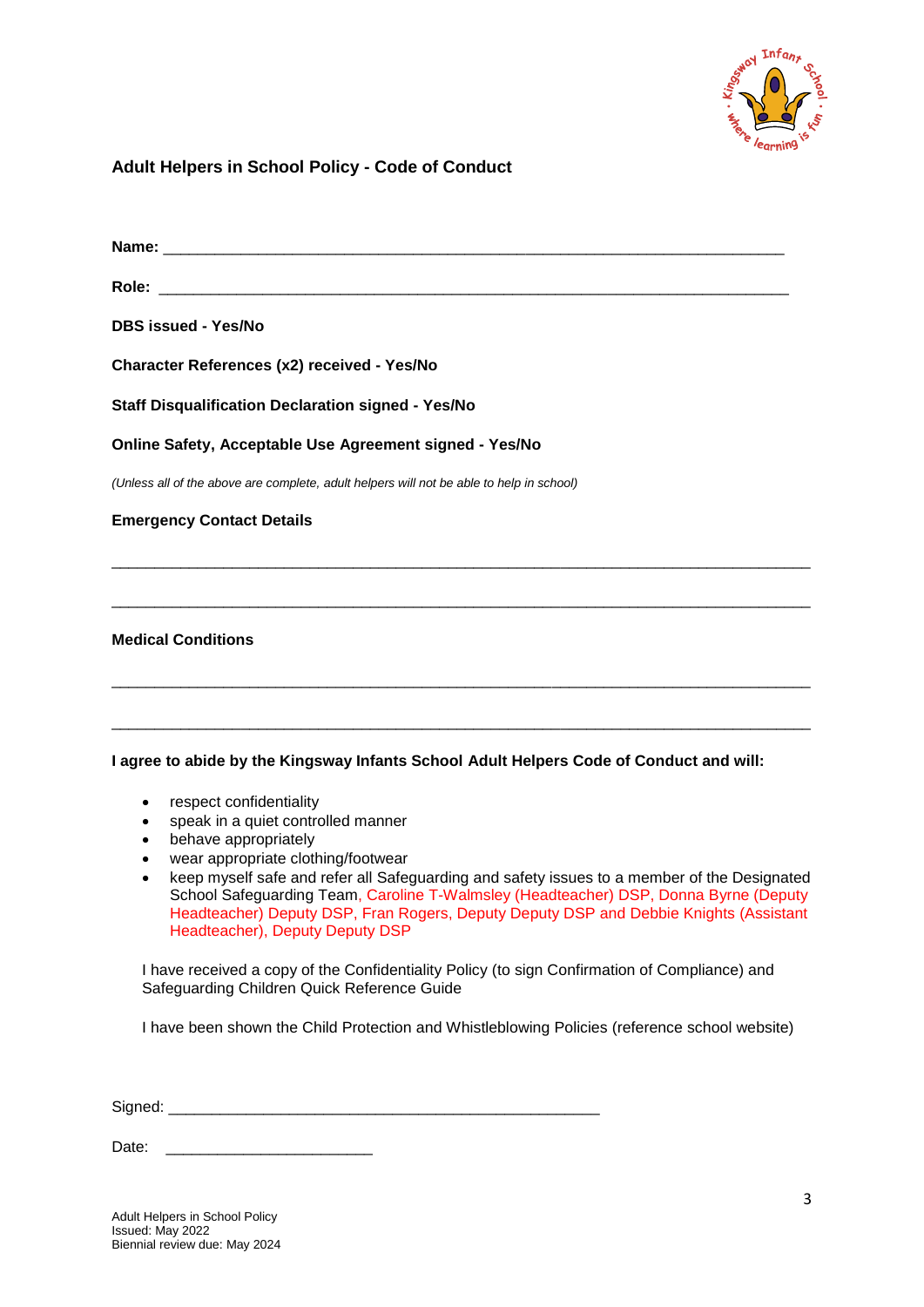**Adult Helpers in School Policy - Code of Conduct**

**Name:** ___________________________________________________________________

**Role:** ___________________________________________________________________

**DBS issued - Yes/No**

**Character References (x2) received - Yes/No**

**Staff Disqualification Declaration signed - Yes/No**

**Online Safety, Acceptable Use Agreement signed - Yes/No**

*(Unless all of the above are complete, adult helpers will not be able to help in school)*

**Emergency Contact Details**

_____________________________________________________________________________

_____________________________________________________________________________

**Medical Conditions**

_____________________________________________________________________________

_____________________________________________________________________________

**I agree to abide by the Kingsway Infants School Adult Helpers Code of Conduct and will:**

- respect confidentiality
- speak in a quiet controlled manner
- behave appropriately
- wear appropriate clothing/footwear
- keep myself safe and refer all Safeguarding and safety issues to a member of the Designated School Safeguarding Team, Caroline T-Walmsley (Headteacher) DSP, Donna Byrne (Deputy Headteacher) Deputy DSP, Fran Rogers, Deputy Deputy DSP and Debbie Knights (Assistant Headteacher), Deputy Deputy DSP

I have received a copy of the Confidentiality Policy (to sign Confirmation of Compliance) and Safeguarding Children Quick Reference Guide

I have been shown the Child Protection and Whistleblowing Policies (reference school website)

Signed: ______________________________________________

Date: ______________________

Adult Helpers in School Policy
Issued: May 2022
Biennial review due: May 2024